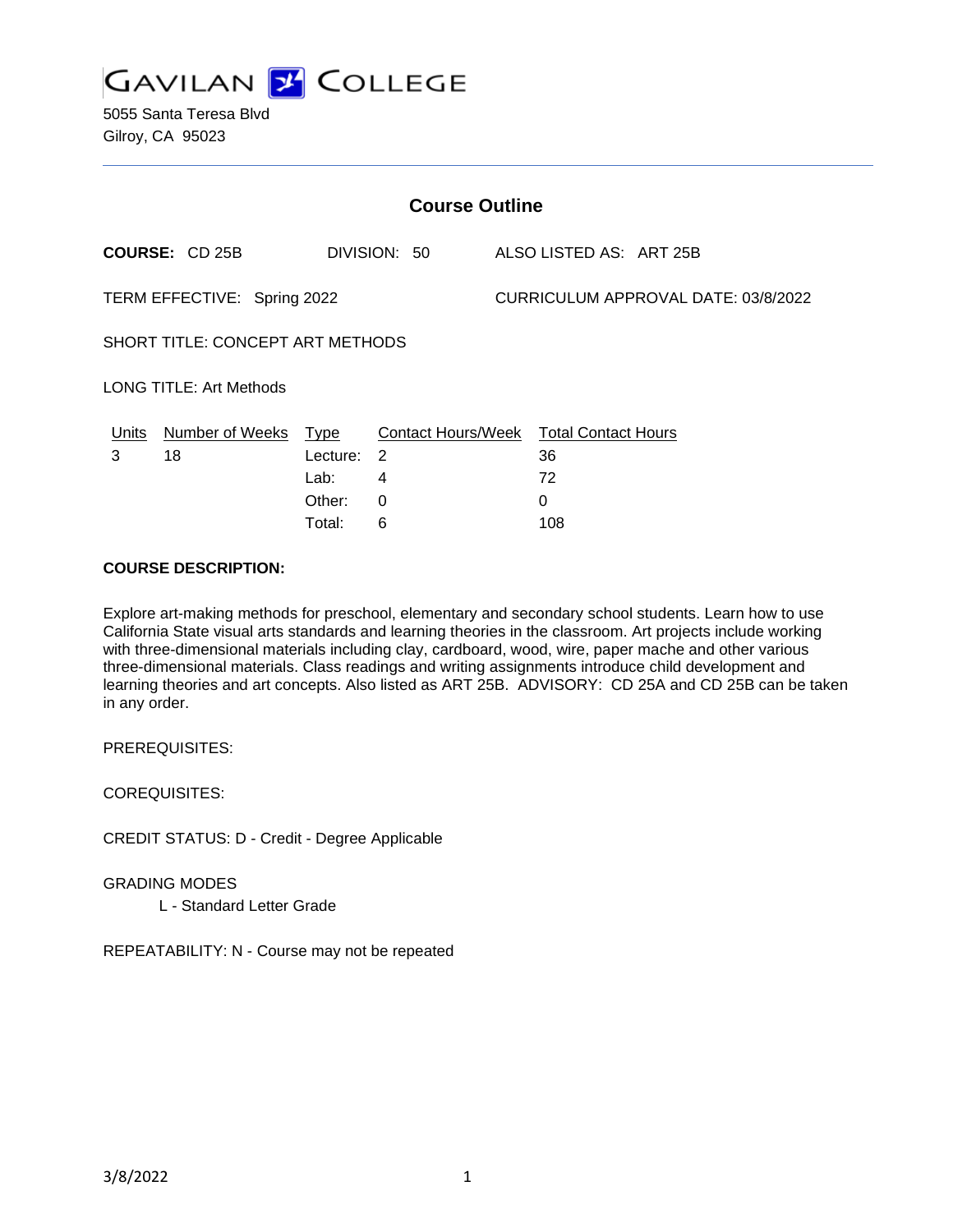# GAVILAN COLLEGE

5055 Santa Teresa Blvd
Gilroy, CA 95023

## Course Outline

**COURSE:** CD 25B DIVISION: 50 ALSO LISTED AS: ART 25B

TERM EFFECTIVE: Spring 2022 CURRICULUM APPROVAL DATE: 03/8/2022

SHORT TITLE: CONCEPT ART METHODS

LONG TITLE: Art Methods

| Units | Number of Weeks | Type | Contact Hours/Week | Total Contact Hours |
|---|---|---|---|---|
| 3 | 18 | Lecture: | 2 | 36 |
| | | Lab: | 4 | 72 |
| | | Other: | 0 | 0 |
| | | Total: | 6 | 108 |

**COURSE DESCRIPTION:**

Explore art-making methods for preschool, elementary and secondary school students. Learn how to use California State visual arts standards and learning theories in the classroom. Art projects include working with three-dimensional materials including clay, cardboard, wood, wire, paper mache and other various three-dimensional materials. Class readings and writing assignments introduce child development and learning theories and art concepts. Also listed as ART 25B. ADVISORY: CD 25A and CD 25B can be taken in any order.

PREREQUISITES:

COREQUISITES:

CREDIT STATUS: D - Credit - Degree Applicable

GRADING MODES

L - Standard Letter Grade

REPEATABILITY: N - Course may not be repeated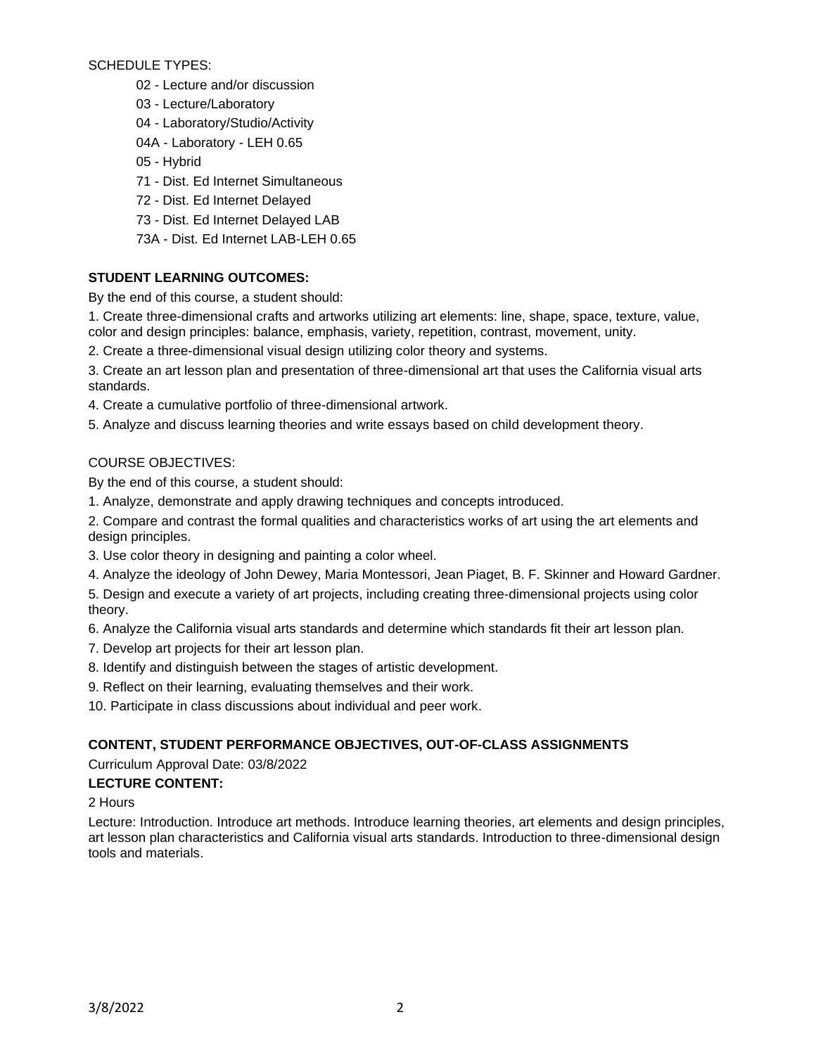SCHEDULE TYPES:

- 02 - Lecture and/or discussion
- 03 - Lecture/Laboratory
- 04 - Laboratory/Studio/Activity
- 04A - Laboratory - LEH 0.65
- 05 - Hybrid
- 71 - Dist. Ed Internet Simultaneous
- 72 - Dist. Ed Internet Delayed
- 73 - Dist. Ed Internet Delayed LAB
- 73A - Dist. Ed Internet LAB-LEH 0.65

**STUDENT LEARNING OUTCOMES:**

By the end of this course, a student should:

1. Create three-dimensional crafts and artworks utilizing art elements: line, shape, space, texture, value, color and design principles: balance, emphasis, variety, repetition, contrast, movement, unity.
2. Create a three-dimensional visual design utilizing color theory and systems.
3. Create an art lesson plan and presentation of three-dimensional art that uses the California visual arts standards.
4. Create a cumulative portfolio of three-dimensional artwork.
5. Analyze and discuss learning theories and write essays based on child development theory.

COURSE OBJECTIVES:

By the end of this course, a student should:

1. Analyze, demonstrate and apply drawing techniques and concepts introduced.
2. Compare and contrast the formal qualities and characteristics works of art using the art elements and design principles.
3. Use color theory in designing and painting a color wheel.
4. Analyze the ideology of John Dewey, Maria Montessori, Jean Piaget, B. F. Skinner and Howard Gardner.
5. Design and execute a variety of art projects, including creating three-dimensional projects using color theory.
6. Analyze the California visual arts standards and determine which standards fit their art lesson plan.
7. Develop art projects for their art lesson plan.
8. Identify and distinguish between the stages of artistic development.
9. Reflect on their learning, evaluating themselves and their work.
10. Participate in class discussions about individual and peer work.

**CONTENT, STUDENT PERFORMANCE OBJECTIVES, OUT-OF-CLASS ASSIGNMENTS**

Curriculum Approval Date: 03/8/2022

**LECTURE CONTENT:**

2 Hours

Lecture: Introduction. Introduce art methods. Introduce learning theories, art elements and design principles, art lesson plan characteristics and California visual arts standards. Introduction to three-dimensional design tools and materials.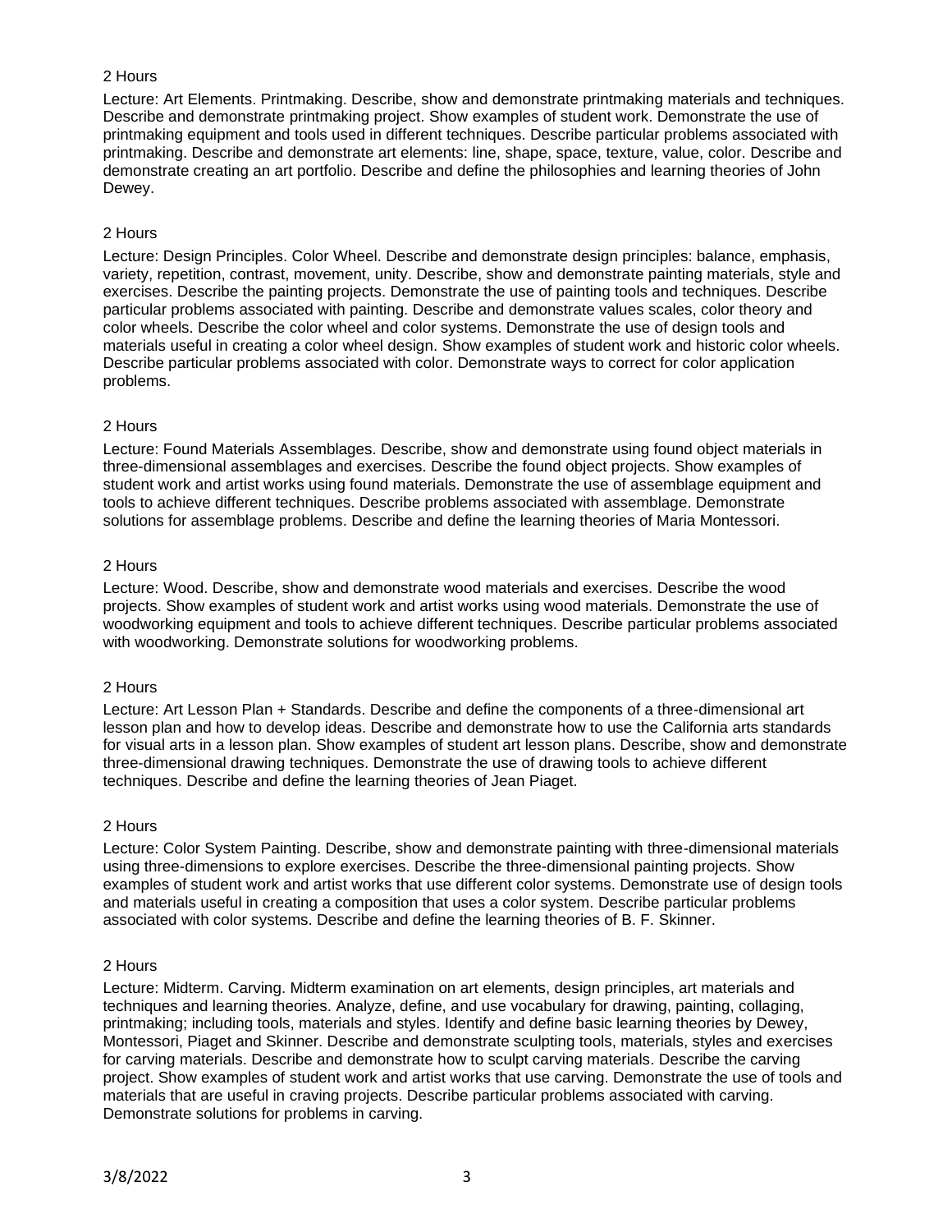2 Hours

Lecture: Art Elements. Printmaking. Describe, show and demonstrate printmaking materials and techniques. Describe and demonstrate printmaking project. Show examples of student work. Demonstrate the use of printmaking equipment and tools used in different techniques. Describe particular problems associated with printmaking. Describe and demonstrate art elements: line, shape, space, texture, value, color. Describe and demonstrate creating an art portfolio. Describe and define the philosophies and learning theories of John Dewey.

2 Hours

Lecture: Design Principles. Color Wheel. Describe and demonstrate design principles: balance, emphasis, variety, repetition, contrast, movement, unity. Describe, show and demonstrate painting materials, style and exercises. Describe the painting projects. Demonstrate the use of painting tools and techniques. Describe particular problems associated with painting. Describe and demonstrate values scales, color theory and color wheels. Describe the color wheel and color systems. Demonstrate the use of design tools and materials useful in creating a color wheel design. Show examples of student work and historic color wheels. Describe particular problems associated with color. Demonstrate ways to correct for color application problems.

2 Hours

Lecture: Found Materials Assemblages. Describe, show and demonstrate using found object materials in three-dimensional assemblages and exercises. Describe the found object projects. Show examples of student work and artist works using found materials. Demonstrate the use of assemblage equipment and tools to achieve different techniques. Describe problems associated with assemblage. Demonstrate solutions for assemblage problems. Describe and define the learning theories of Maria Montessori.

2 Hours

Lecture: Wood. Describe, show and demonstrate wood materials and exercises. Describe the wood projects. Show examples of student work and artist works using wood materials. Demonstrate the use of woodworking equipment and tools to achieve different techniques. Describe particular problems associated with woodworking. Demonstrate solutions for woodworking problems.

2 Hours

Lecture: Art Lesson Plan + Standards. Describe and define the components of a three-dimensional art lesson plan and how to develop ideas. Describe and demonstrate how to use the California arts standards for visual arts in a lesson plan. Show examples of student art lesson plans. Describe, show and demonstrate three-dimensional drawing techniques. Demonstrate the use of drawing tools to achieve different techniques. Describe and define the learning theories of Jean Piaget.

2 Hours

Lecture: Color System Painting. Describe, show and demonstrate painting with three-dimensional materials using three-dimensions to explore exercises. Describe the three-dimensional painting projects. Show examples of student work and artist works that use different color systems. Demonstrate use of design tools and materials useful in creating a composition that uses a color system. Describe particular problems associated with color systems. Describe and define the learning theories of B. F. Skinner.

2 Hours

Lecture: Midterm. Carving. Midterm examination on art elements, design principles, art materials and techniques and learning theories. Analyze, define, and use vocabulary for drawing, painting, collaging, printmaking; including tools, materials and styles. Identify and define basic learning theories by Dewey, Montessori, Piaget and Skinner. Describe and demonstrate sculpting tools, materials, styles and exercises for carving materials. Describe and demonstrate how to sculpt carving materials. Describe the carving project. Show examples of student work and artist works that use carving. Demonstrate the use of tools and materials that are useful in craving projects. Describe particular problems associated with carving. Demonstrate solutions for problems in carving.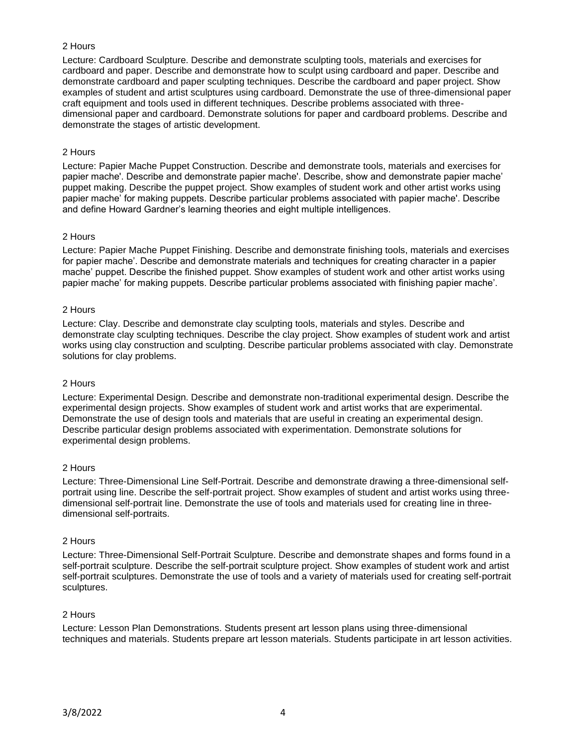2 Hours

Lecture: Cardboard Sculpture. Describe and demonstrate sculpting tools, materials and exercises for cardboard and paper. Describe and demonstrate how to sculpt using cardboard and paper. Describe and demonstrate cardboard and paper sculpting techniques. Describe the cardboard and paper project. Show examples of student and artist sculptures using cardboard. Demonstrate the use of three-dimensional paper craft equipment and tools used in different techniques. Describe problems associated with three-dimensional paper and cardboard. Demonstrate solutions for paper and cardboard problems. Describe and demonstrate the stages of artistic development.

2 Hours

Lecture: Papier Mache Puppet Construction. Describe and demonstrate tools, materials and exercises for papier mache'. Describe and demonstrate papier mache'. Describe, show and demonstrate papier mache' puppet making. Describe the puppet project. Show examples of student work and other artist works using papier mache' for making puppets. Describe particular problems associated with papier mache'. Describe and define Howard Gardner's learning theories and eight multiple intelligences.

2 Hours

Lecture: Papier Mache Puppet Finishing. Describe and demonstrate finishing tools, materials and exercises for papier mache'. Describe and demonstrate materials and techniques for creating character in a papier mache' puppet. Describe the finished puppet. Show examples of student work and other artist works using papier mache' for making puppets. Describe particular problems associated with finishing papier mache'.

2 Hours

Lecture: Clay. Describe and demonstrate clay sculpting tools, materials and styles. Describe and demonstrate clay sculpting techniques. Describe the clay project. Show examples of student work and artist works using clay construction and sculpting. Describe particular problems associated with clay. Demonstrate solutions for clay problems.

2 Hours

Lecture: Experimental Design. Describe and demonstrate non-traditional experimental design. Describe the experimental design projects. Show examples of student work and artist works that are experimental. Demonstrate the use of design tools and materials that are useful in creating an experimental design. Describe particular design problems associated with experimentation. Demonstrate solutions for experimental design problems.

2 Hours

Lecture: Three-Dimensional Line Self-Portrait. Describe and demonstrate drawing a three-dimensional self-portrait using line. Describe the self-portrait project. Show examples of student and artist works using three-dimensional self-portrait line. Demonstrate the use of tools and materials used for creating line in three-dimensional self-portraits.

2 Hours

Lecture: Three-Dimensional Self-Portrait Sculpture. Describe and demonstrate shapes and forms found in a self-portrait sculpture. Describe the self-portrait sculpture project. Show examples of student work and artist self-portrait sculptures. Demonstrate the use of tools and a variety of materials used for creating self-portrait sculptures.

2 Hours

Lecture: Lesson Plan Demonstrations. Students present art lesson plans using three-dimensional techniques and materials. Students prepare art lesson materials. Students participate in art lesson activities.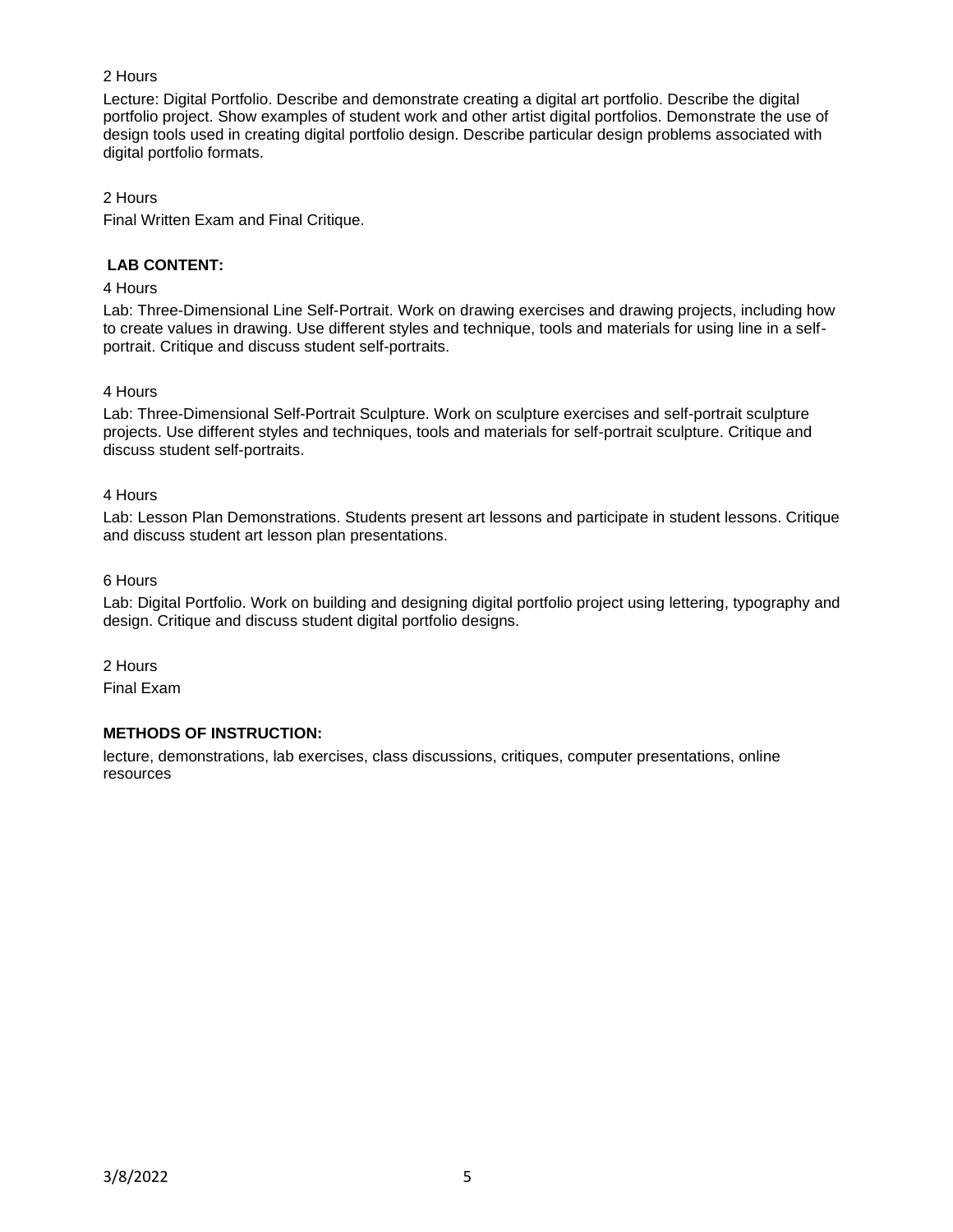2 Hours

Lecture: Digital Portfolio. Describe and demonstrate creating a digital art portfolio. Describe the digital portfolio project. Show examples of student work and other artist digital portfolios. Demonstrate the use of design tools used in creating digital portfolio design. Describe particular design problems associated with digital portfolio formats.

2 Hours

Final Written Exam and Final Critique.

**LAB CONTENT:**

4 Hours

Lab: Three-Dimensional Line Self-Portrait. Work on drawing exercises and drawing projects, including how to create values in drawing. Use different styles and technique, tools and materials for using line in a self-portrait. Critique and discuss student self-portraits.

4 Hours

Lab: Three-Dimensional Self-Portrait Sculpture. Work on sculpture exercises and self-portrait sculpture projects. Use different styles and techniques, tools and materials for self-portrait sculpture. Critique and discuss student self-portraits.

4 Hours

Lab: Lesson Plan Demonstrations. Students present art lessons and participate in student lessons. Critique and discuss student art lesson plan presentations.

6 Hours

Lab: Digital Portfolio. Work on building and designing digital portfolio project using lettering, typography and design. Critique and discuss student digital portfolio designs.

2 Hours

Final Exam

**METHODS OF INSTRUCTION:**

lecture, demonstrations, lab exercises, class discussions, critiques, computer presentations, online resources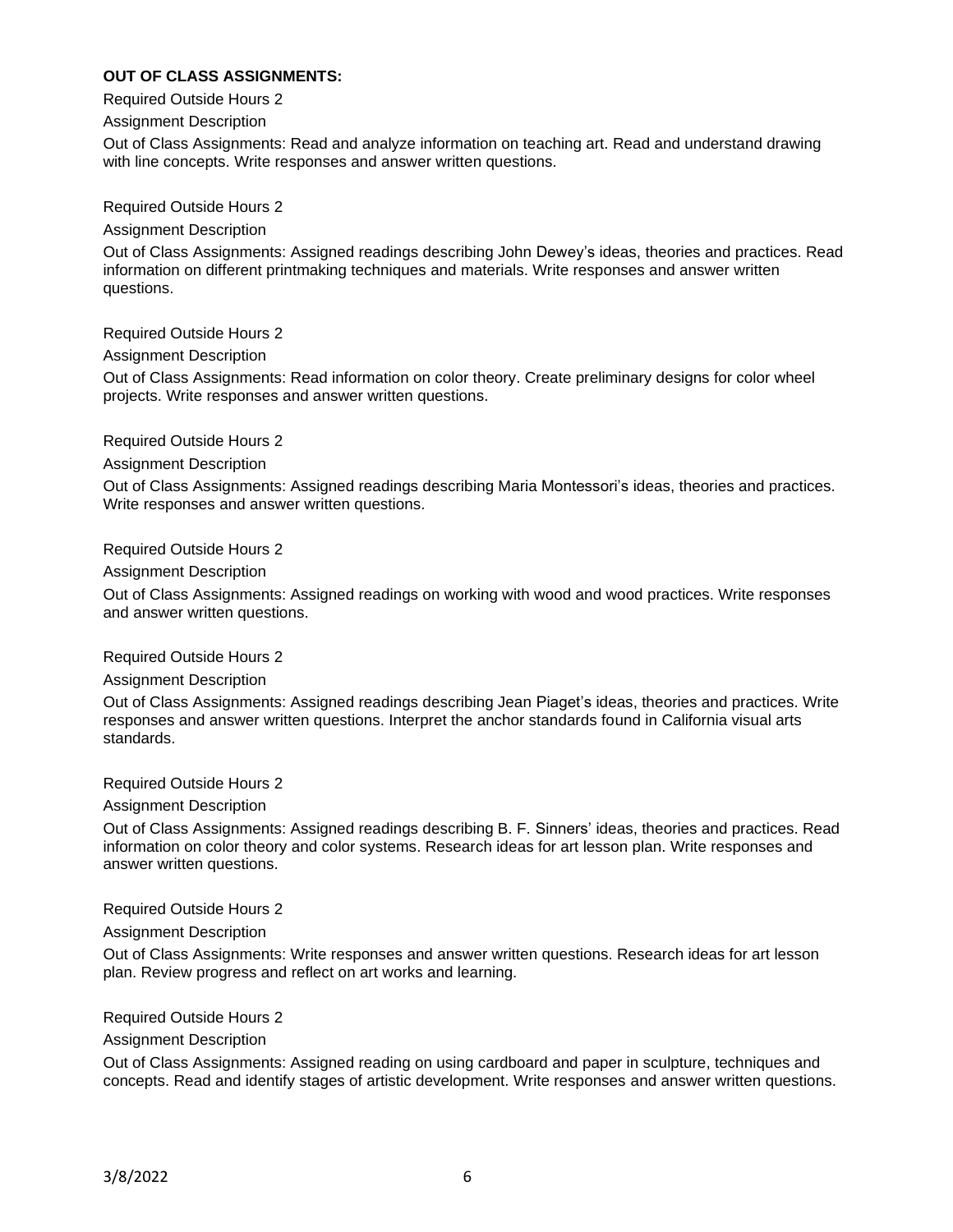**OUT OF CLASS ASSIGNMENTS:**

Required Outside Hours 2

Assignment Description

Out of Class Assignments: Read and analyze information on teaching art. Read and understand drawing with line concepts. Write responses and answer written questions.

Required Outside Hours 2

Assignment Description

Out of Class Assignments: Assigned readings describing John Dewey's ideas, theories and practices. Read information on different printmaking techniques and materials. Write responses and answer written questions.

Required Outside Hours 2

Assignment Description

Out of Class Assignments: Read information on color theory. Create preliminary designs for color wheel projects. Write responses and answer written questions.

Required Outside Hours 2

Assignment Description

Out of Class Assignments: Assigned readings describing Maria Montessori's ideas, theories and practices. Write responses and answer written questions.

Required Outside Hours 2

Assignment Description

Out of Class Assignments: Assigned readings on working with wood and wood practices. Write responses and answer written questions.

Required Outside Hours 2

Assignment Description

Out of Class Assignments: Assigned readings describing Jean Piaget's ideas, theories and practices. Write responses and answer written questions. Interpret the anchor standards found in California visual arts standards.

Required Outside Hours 2

Assignment Description

Out of Class Assignments: Assigned readings describing B. F. Sinners' ideas, theories and practices. Read information on color theory and color systems. Research ideas for art lesson plan. Write responses and answer written questions.

Required Outside Hours 2

Assignment Description

Out of Class Assignments: Write responses and answer written questions. Research ideas for art lesson plan. Review progress and reflect on art works and learning.

Required Outside Hours 2

Assignment Description

Out of Class Assignments: Assigned reading on using cardboard and paper in sculpture, techniques and concepts. Read and identify stages of artistic development. Write responses and answer written questions.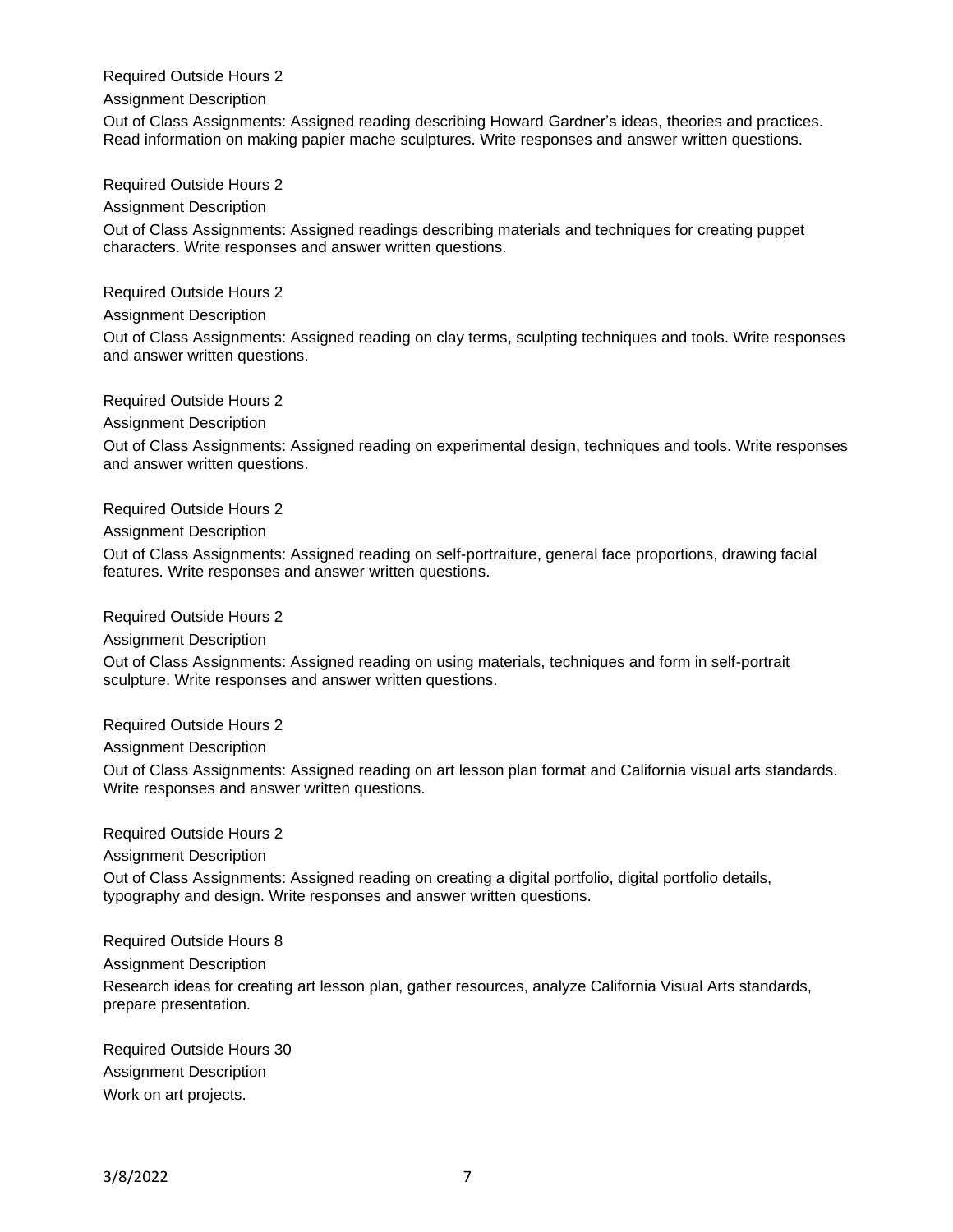Required Outside Hours 2

Assignment Description

Out of Class Assignments: Assigned reading describing Howard Gardner's ideas, theories and practices. Read information on making papier mache sculptures. Write responses and answer written questions.

Required Outside Hours 2

Assignment Description

Out of Class Assignments: Assigned readings describing materials and techniques for creating puppet characters. Write responses and answer written questions.

Required Outside Hours 2

Assignment Description

Out of Class Assignments: Assigned reading on clay terms, sculpting techniques and tools. Write responses and answer written questions.

Required Outside Hours 2

Assignment Description

Out of Class Assignments: Assigned reading on experimental design, techniques and tools. Write responses and answer written questions.

Required Outside Hours 2

Assignment Description

Out of Class Assignments: Assigned reading on self-portraiture, general face proportions, drawing facial features. Write responses and answer written questions.

Required Outside Hours 2

Assignment Description

Out of Class Assignments: Assigned reading on using materials, techniques and form in self-portrait sculpture. Write responses and answer written questions.

Required Outside Hours 2

Assignment Description

Out of Class Assignments: Assigned reading on art lesson plan format and California visual arts standards. Write responses and answer written questions.

Required Outside Hours 2

Assignment Description

Out of Class Assignments: Assigned reading on creating a digital portfolio, digital portfolio details, typography and design. Write responses and answer written questions.

Required Outside Hours 8

Assignment Description

Research ideas for creating art lesson plan, gather resources, analyze California Visual Arts standards, prepare presentation.

Required Outside Hours 30

Assignment Description

Work on art projects.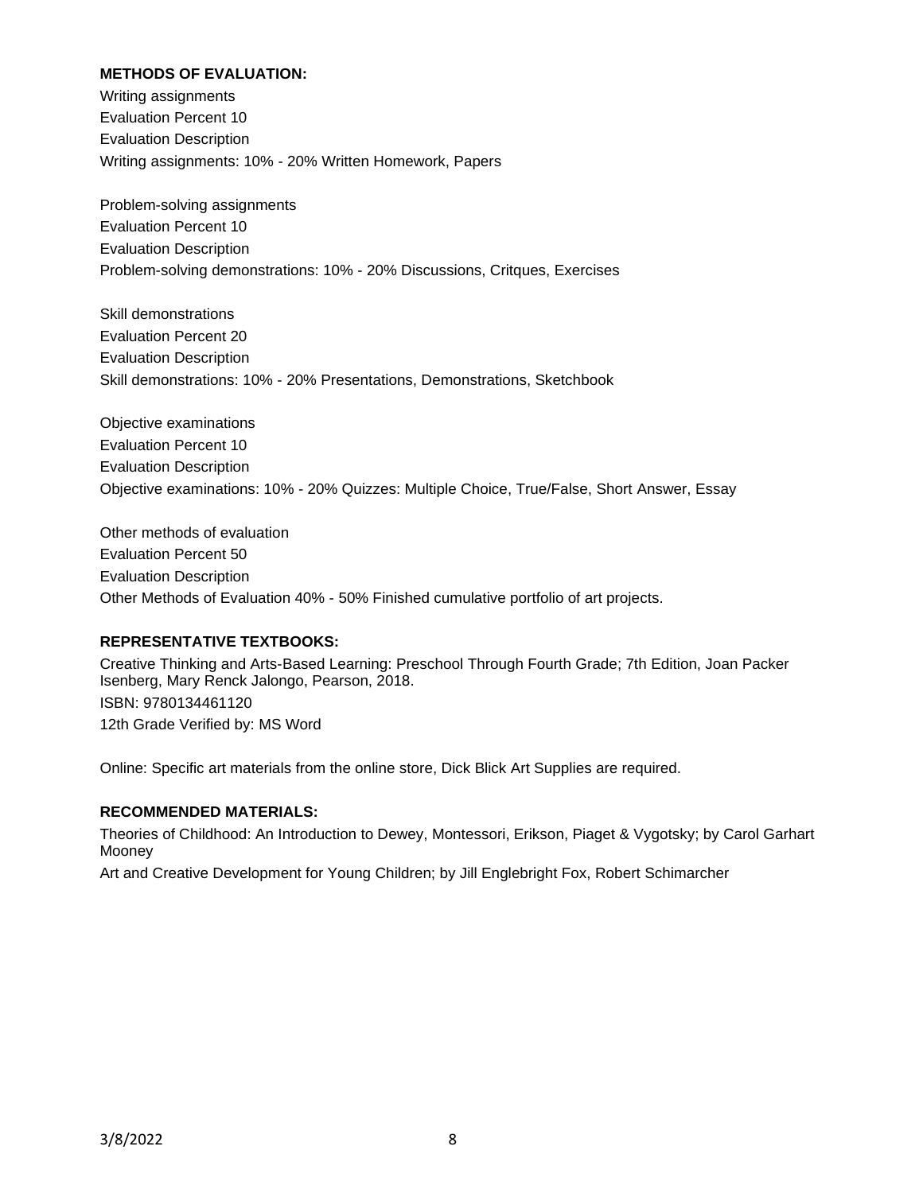**METHODS OF EVALUATION:**

Writing assignments
Evaluation Percent 10
Evaluation Description
Writing assignments: 10% - 20% Written Homework, Papers

Problem-solving assignments
Evaluation Percent 10
Evaluation Description
Problem-solving demonstrations: 10% - 20% Discussions, Critques, Exercises

Skill demonstrations
Evaluation Percent 20
Evaluation Description
Skill demonstrations: 10% - 20% Presentations, Demonstrations, Sketchbook

Objective examinations
Evaluation Percent 10
Evaluation Description
Objective examinations: 10% - 20% Quizzes: Multiple Choice, True/False, Short Answer, Essay

Other methods of evaluation
Evaluation Percent 50
Evaluation Description
Other Methods of Evaluation 40% - 50% Finished cumulative portfolio of art projects.

**REPRESENTATIVE TEXTBOOKS:**

Creative Thinking and Arts-Based Learning: Preschool Through Fourth Grade; 7th Edition, Joan Packer Isenberg, Mary Renck Jalongo, Pearson, 2018.
ISBN: 9780134461120
12th Grade Verified by: MS Word

Online: Specific art materials from the online store, Dick Blick Art Supplies are required.

**RECOMMENDED MATERIALS:**

Theories of Childhood: An Introduction to Dewey, Montessori, Erikson, Piaget & Vygotsky; by Carol Garhart Mooney

Art and Creative Development for Young Children; by Jill Englebright Fox, Robert Schimarcher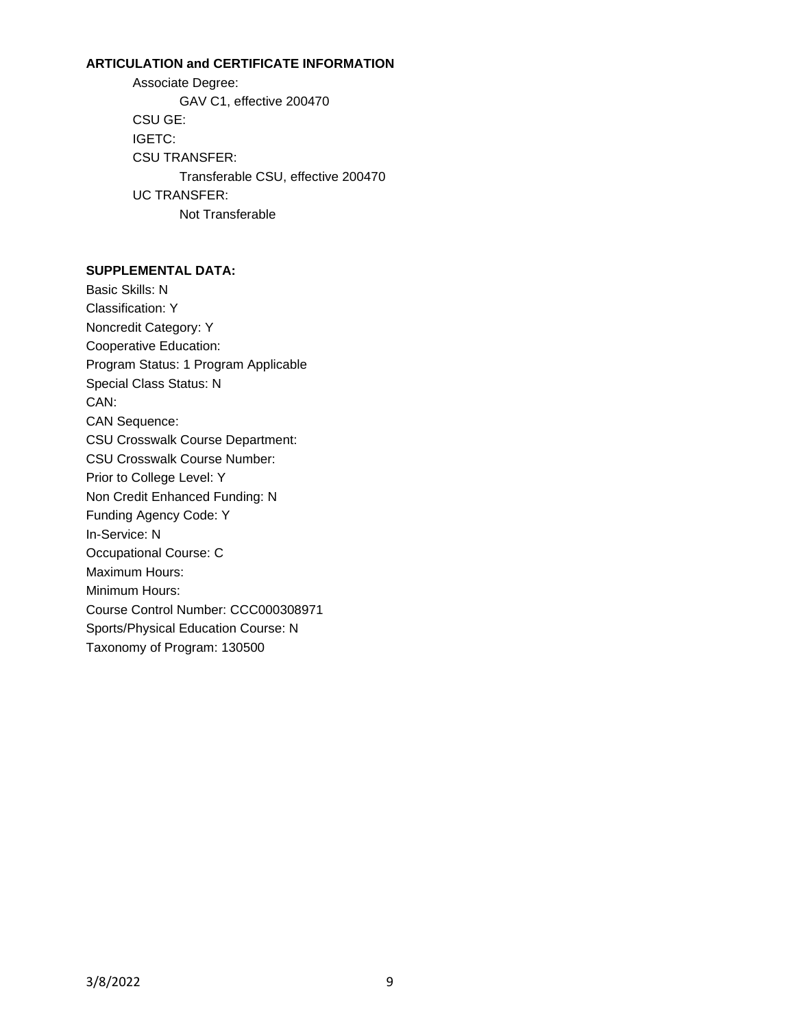**ARTICULATION and CERTIFICATE INFORMATION**

Associate Degree:

GAV C1, effective 200470

CSU GE:

IGETC:

CSU TRANSFER:

Transferable CSU, effective 200470

UC TRANSFER:

Not Transferable

**SUPPLEMENTAL DATA:**

Basic Skills: N
Classification: Y
Noncredit Category: Y
Cooperative Education:
Program Status: 1 Program Applicable
Special Class Status: N
CAN:
CAN Sequence:
CSU Crosswalk Course Department:
CSU Crosswalk Course Number:
Prior to College Level: Y
Non Credit Enhanced Funding: N
Funding Agency Code: Y
In-Service: N
Occupational Course: C
Maximum Hours:
Minimum Hours:
Course Control Number: CCC000308971
Sports/Physical Education Course: N
Taxonomy of Program: 130500